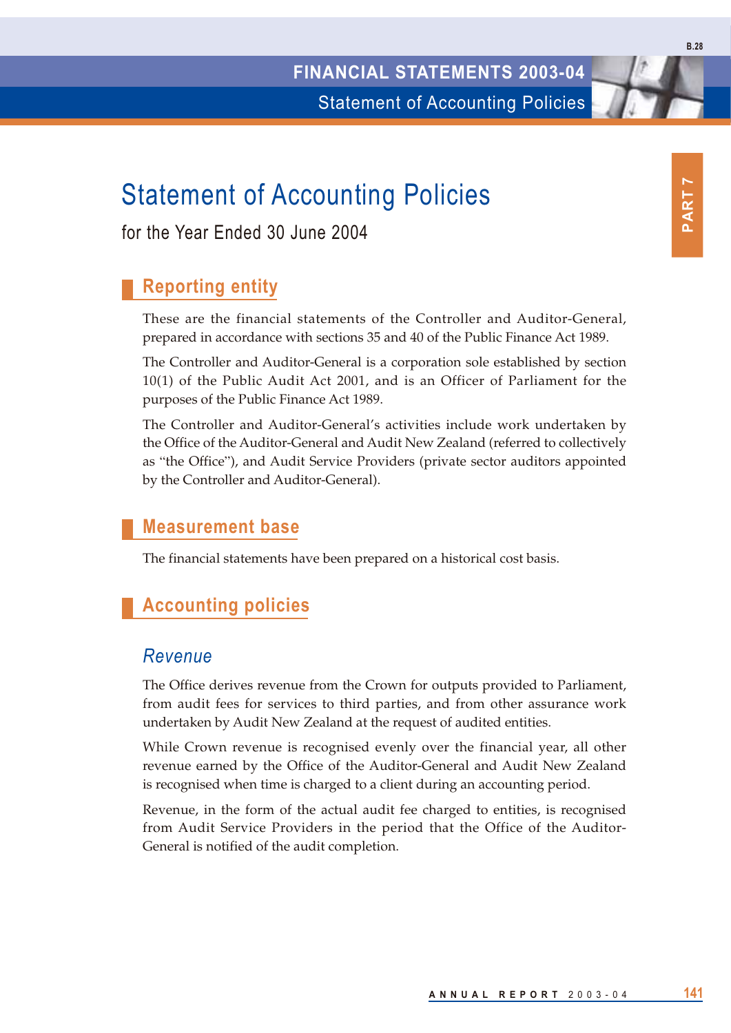# Statement of Accounting Policies

for the Year Ended 30 June 2004

## Reporting entity

These are the financial statements of the Controller and Auditor-General, prepared in accordance with sections 35 and 40 of the Public Finance Act 1989.

The Controller and Auditor-General is a corporation sole established by section 10(1) of the Public Audit Act 2001, and is an Officer of Parliament for the purposes of the Public Finance Act 1989.

The Controller and Auditor-General's activities include work undertaken by the Office of the Auditor-General and Audit New Zealand (referred to collectively as "the Office"), and Audit Service Providers (private sector auditors appointed by the Controller and Auditor-General).

## Measurement base

The financial statements have been prepared on a historical cost basis.

## Accounting policies

### *Revenue*

The Office derives revenue from the Crown for outputs provided to Parliament, from audit fees for services to third parties, and from other assurance work undertaken by Audit New Zealand at the request of audited entities.

While Crown revenue is recognised evenly over the financial year, all other revenue earned by the Office of the Auditor-General and Audit New Zealand is recognised when time is charged to a client during an accounting period.

Revenue, in the form of the actual audit fee charged to entities, is recognised from Audit Service Providers in the period that the Office of the Auditor-General is notified of the audit completion.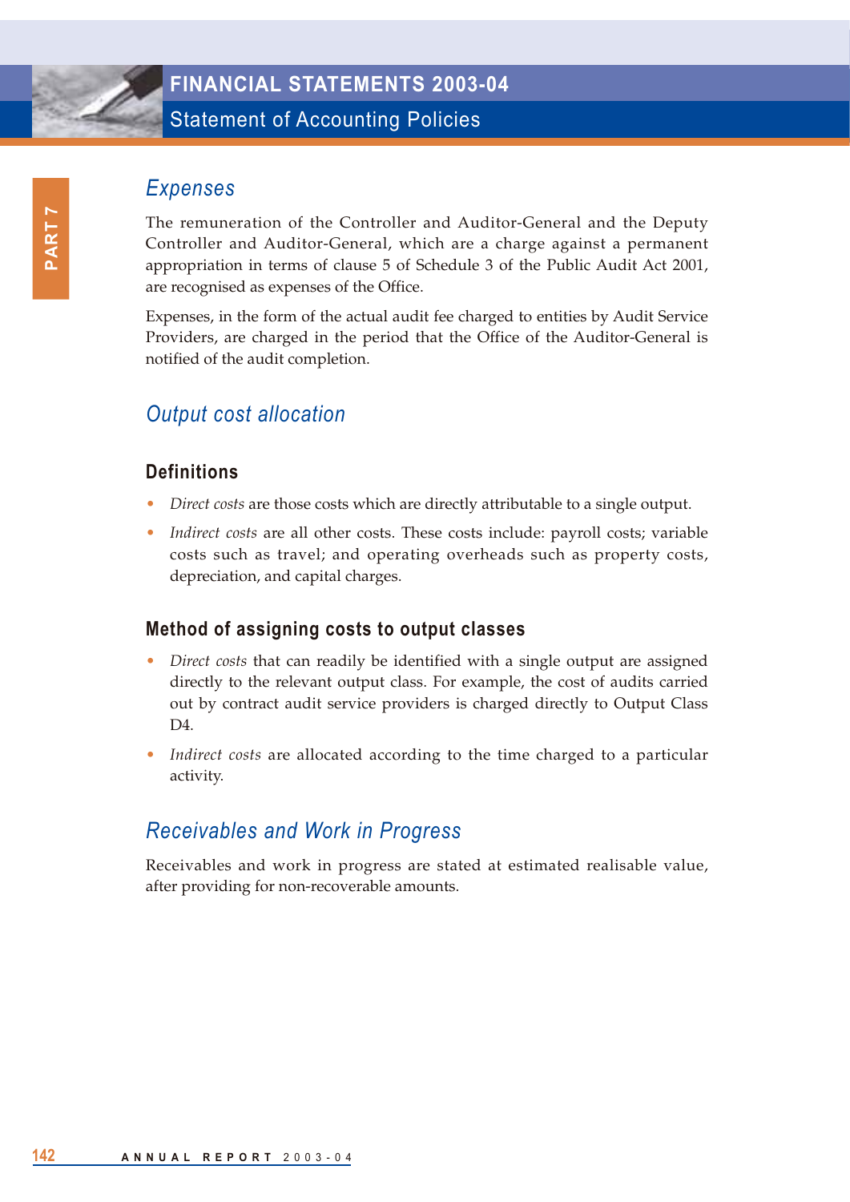## Expenses

The remuneration of the Controller and Auditor-General and the Deputy Controller and Auditor-General, which are a charge against a permanent appropriation in terms of clause 5 of Schedule 3 of the Public Audit Act 2001, are recognised as expenses of the Office.

Expenses, in the form of the actual audit fee charged to entities by Audit Service Providers, are charged in the period that the Office of the Auditor-General is notified of the audit completion.

## Output cost allocation

### Definitions

- *Direct costs* are those costs which are directly attributable to a single output.
- *Indirect costs* are all other costs. These costs include: payroll costs; variable costs such as travel; and operating overheads such as property costs, depreciation, and capital charges.

### Method of assigning costs to output classes

- *Direct costs* that can readily be identified with a single output are assigned directly to the relevant output class. For example, the cost of audits carried out by contract audit service providers is charged directly to Output Class D4.
- *Indirect costs* are allocated according to the time charged to a particular activity.

## Receivables and Work in Progress

Receivables and work in progress are stated at estimated realisable value, after providing for non-recoverable amounts.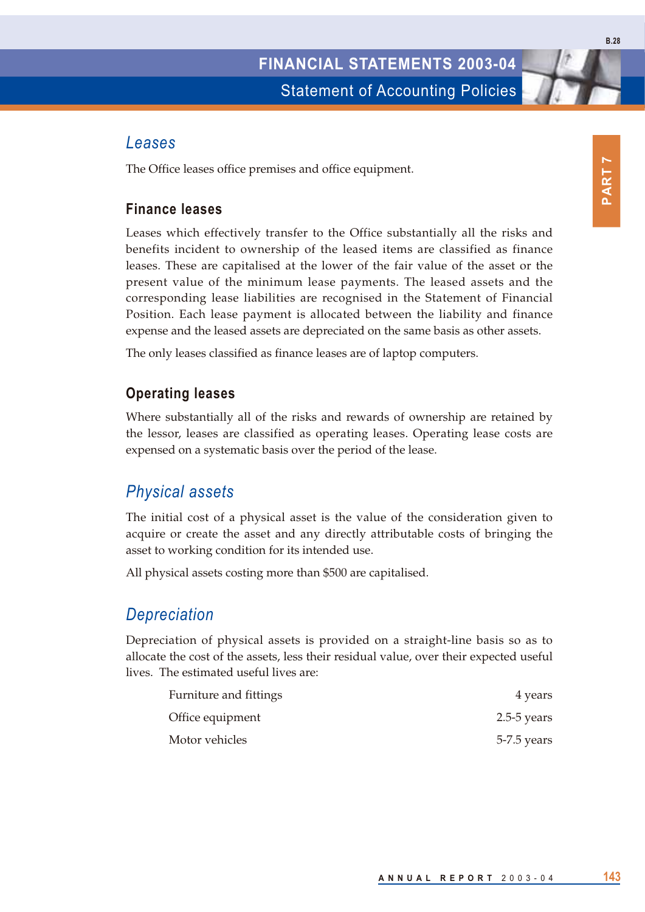## Leases

The Office leases office premises and office equipment.

### Finance leases

Leases which effectively transfer to the Office substantially all the risks and benefits incident to ownership of the leased items are classified as finance leases. These are capitalised at the lower of the fair value of the asset or the present value of the minimum lease payments. The leased assets and the corresponding lease liabilities are recognised in the Statement of Financial Position. Each lease payment is allocated between the liability and finance expense and the leased assets are depreciated on the same basis as other assets.

The only leases classified as finance leases are of laptop computers.

### Operating leases

Where substantially all of the risks and rewards of ownership are retained by the lessor, leases are classified as operating leases. Operating lease costs are expensed on a systematic basis over the period of the lease.

## Physical assets

The initial cost of a physical asset is the value of the consideration given to acquire or create the asset and any directly attributable costs of bringing the asset to working condition for its intended use.

All physical assets costing more than $500 are capitalised.

## Depreciation

Depreciation of physical assets is provided on a straight-line basis so as to allocate the cost of the assets, less their residual value, over their expected useful lives. The estimated useful lives are:

| | |
|---|---|
| Furniture and fittings | 4 years |
| Office equipment | 2.5-5 years |
| Motor vehicles | 5-7.5 years |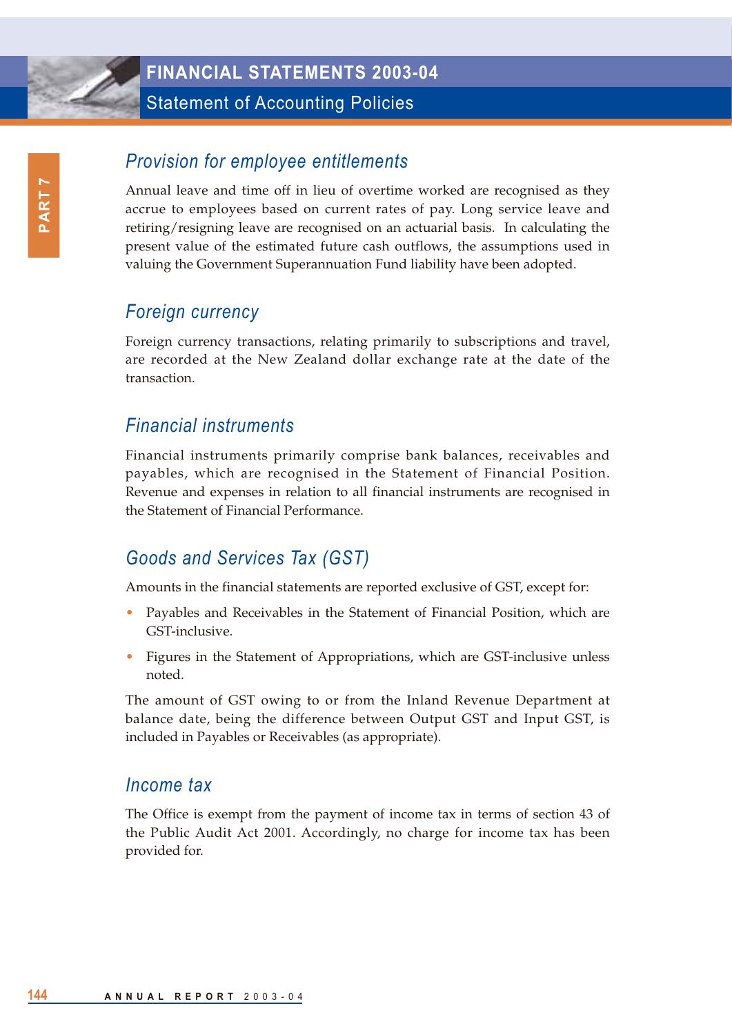## Provision for employee entitlements

Annual leave and time off in lieu of overtime worked are recognised as they accrue to employees based on current rates of pay. Long service leave and retiring/resigning leave are recognised on an actuarial basis. In calculating the present value of the estimated future cash outflows, the assumptions used in valuing the Government Superannuation Fund liability have been adopted.

## Foreign currency

Foreign currency transactions, relating primarily to subscriptions and travel, are recorded at the New Zealand dollar exchange rate at the date of the transaction.

## Financial instruments

Financial instruments primarily comprise bank balances, receivables and payables, which are recognised in the Statement of Financial Position. Revenue and expenses in relation to all financial instruments are recognised in the Statement of Financial Performance.

## Goods and Services Tax (GST)

Amounts in the financial statements are reported exclusive of GST, except for:

- Payables and Receivables in the Statement of Financial Position, which are GST-inclusive.
- Figures in the Statement of Appropriations, which are GST-inclusive unless noted.

The amount of GST owing to or from the Inland Revenue Department at balance date, being the difference between Output GST and Input GST, is included in Payables or Receivables (as appropriate).

## Income tax

The Office is exempt from the payment of income tax in terms of section 43 of the Public Audit Act 2001. Accordingly, no charge for income tax has been provided for.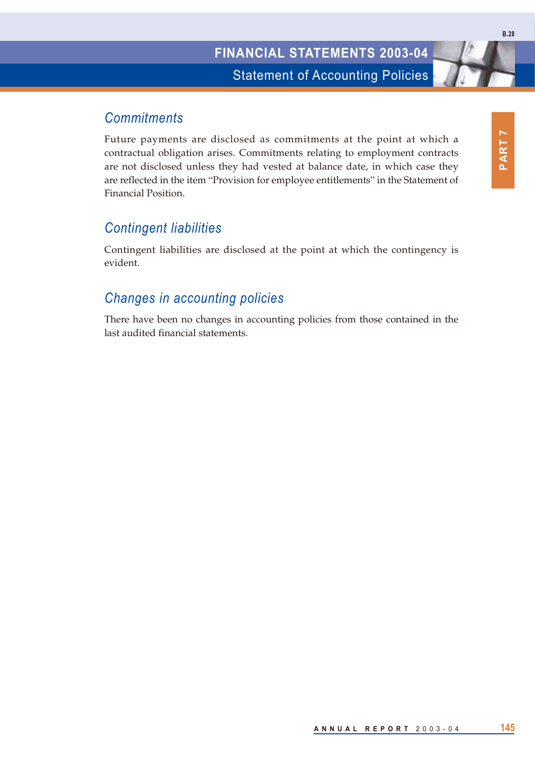## Commitments

Future payments are disclosed as commitments at the point at which a contractual obligation arises. Commitments relating to employment contracts are not disclosed unless they had vested at balance date, in which case they are reflected in the item "Provision for employee entitlements" in the Statement of Financial Position.

## Contingent liabilities

Contingent liabilities are disclosed at the point at which the contingency is evident.

## Changes in accounting policies

There have been no changes in accounting policies from those contained in the last audited financial statements.